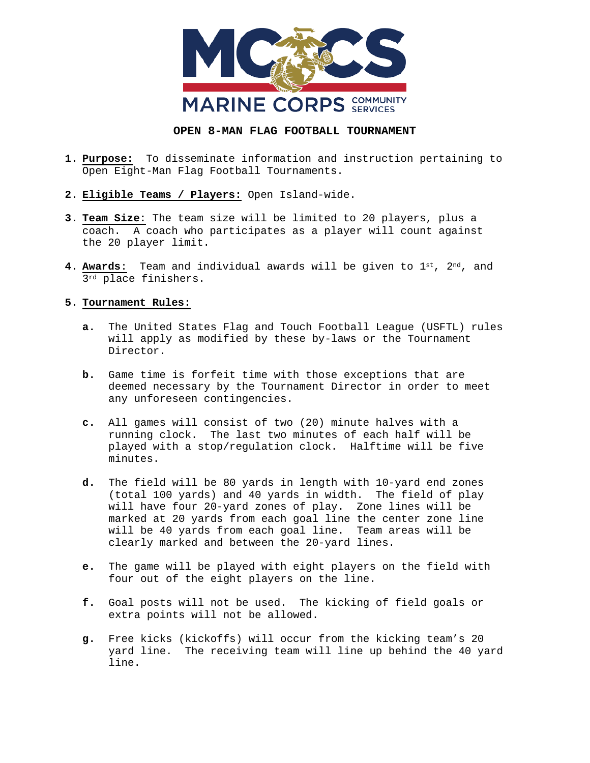# OPEN 8-MAN FLAG FOOTBALL TOURNAMENT

1. **Purpose:** To disseminate information and instruction pertaining to Open Eight-Man Flag Football Tournaments.

2. **Eligible Teams / Players:** Open Island-wide.

3. **Team Size:** The team size will be limited to 20 players, plus a coach. A coach who participates as a player will count against the 20 player limit.

4. **Awards**: Team and individual awards will be given to 1st, 2nd, and 3rd place finishers.

5. **Tournament Rules:**

   **a.** The United States Flag and Touch Football League (USFTL) rules will apply as modified by these by-laws or the Tournament Director.

   **b.** Game time is forfeit time with those exceptions that are deemed necessary by the Tournament Director in order to meet any unforeseen contingencies.

   **c.** All games will consist of two (20) minute halves with a running clock. The last two minutes of each half will be played with a stop/regulation clock. Halftime will be five minutes.

   **d.** The field will be 80 yards in length with 10-yard end zones (total 100 yards) and 40 yards in width. The field of play will have four 20-yard zones of play. Zone lines will be marked at 20 yards from each goal line the center zone line will be 40 yards from each goal line. Team areas will be clearly marked and between the 20-yard lines.

   **e.** The game will be played with eight players on the field with four out of the eight players on the line.

   **f.** Goal posts will not be used. The kicking of field goals or extra points will not be allowed.

   **g.** Free kicks (kickoffs) will occur from the kicking team's 20 yard line. The receiving team will line up behind the 40 yard line.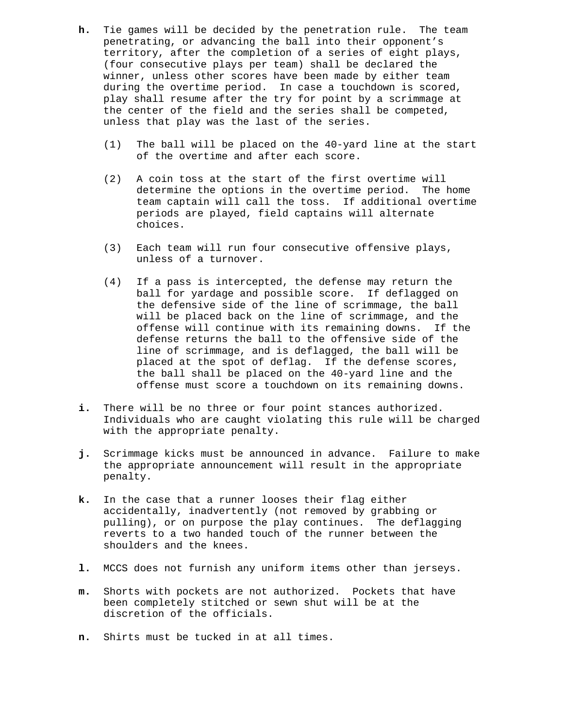**h.** Tie games will be decided by the penetration rule. The team penetrating, or advancing the ball into their opponent's territory, after the completion of a series of eight plays, (four consecutive plays per team) shall be declared the winner, unless other scores have been made by either team during the overtime period. In case a touchdown is scored, play shall resume after the try for point by a scrimmage at the center of the field and the series shall be competed, unless that play was the last of the series.

(1) The ball will be placed on the 40-yard line at the start of the overtime and after each score.

(2) A coin toss at the start of the first overtime will determine the options in the overtime period. The home team captain will call the toss. If additional overtime periods are played, field captains will alternate choices.

(3) Each team will run four consecutive offensive plays, unless of a turnover.

(4) If a pass is intercepted, the defense may return the ball for yardage and possible score. If deflagged on the defensive side of the line of scrimmage, the ball will be placed back on the line of scrimmage, and the offense will continue with its remaining downs. If the defense returns the ball to the offensive side of the line of scrimmage, and is deflagged, the ball will be placed at the spot of deflag. If the defense scores, the ball shall be placed on the 40-yard line and the offense must score a touchdown on its remaining downs.

**i.** There will be no three or four point stances authorized. Individuals who are caught violating this rule will be charged with the appropriate penalty.

**j.** Scrimmage kicks must be announced in advance. Failure to make the appropriate announcement will result in the appropriate penalty.

**k.** In the case that a runner looses their flag either accidentally, inadvertently (not removed by grabbing or pulling), or on purpose the play continues. The deflagging reverts to a two handed touch of the runner between the shoulders and the knees.

**l.** MCCS does not furnish any uniform items other than jerseys.

**m.** Shorts with pockets are not authorized. Pockets that have been completely stitched or sewn shut will be at the discretion of the officials.

**n.** Shirts must be tucked in at all times.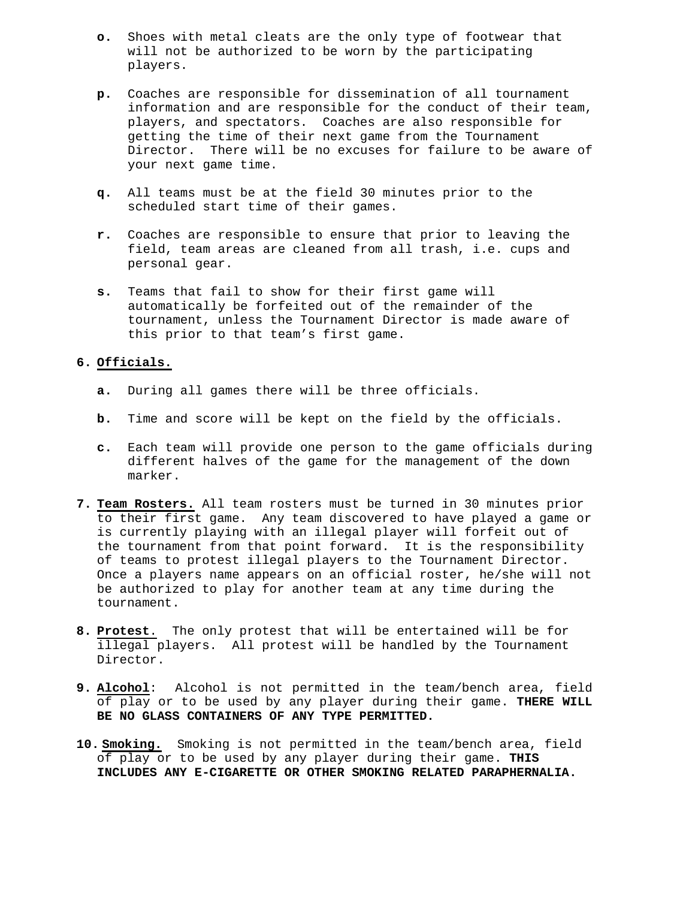**o.** Shoes with metal cleats are the only type of footwear that will not be authorized to be worn by the participating players.

**p.** Coaches are responsible for dissemination of all tournament information and are responsible for the conduct of their team, players, and spectators. Coaches are also responsible for getting the time of their next game from the Tournament Director. There will be no excuses for failure to be aware of your next game time.

**q.** All teams must be at the field 30 minutes prior to the scheduled start time of their games.

**r.** Coaches are responsible to ensure that prior to leaving the field, team areas are cleaned from all trash, i.e. cups and personal gear.

**s.** Teams that fail to show for their first game will automatically be forfeited out of the remainder of the tournament, unless the Tournament Director is made aware of this prior to that team's first game.

**6. <u>Officials.</u>**

**a.** During all games there will be three officials.

**b.** Time and score will be kept on the field by the officials.

**c.** Each team will provide one person to the game officials during different halves of the game for the management of the down marker.

**7. <u>Team Rosters.</u>** All team rosters must be turned in 30 minutes prior to their first game. Any team discovered to have played a game or is currently playing with an illegal player will forfeit out of the tournament from that point forward. It is the responsibility of teams to protest illegal players to the Tournament Director. Once a players name appears on an official roster, he/she will not be authorized to play for another team at any time during the tournament.

**8. <u>Protest</u>.** The only protest that will be entertained will be for illegal players. All protest will be handled by the Tournament Director.

**9. <u>Alcohol</u>:** Alcohol is not permitted in the team/bench area, field of play or to be used by any player during their game. **THERE WILL BE NO GLASS CONTAINERS OF ANY TYPE PERMITTED.**

**10. <u>Smoking.</u>** Smoking is not permitted in the team/bench area, field of play or to be used by any player during their game. **THIS INCLUDES ANY E-CIGARETTE OR OTHER SMOKING RELATED PARAPHERNALIA.**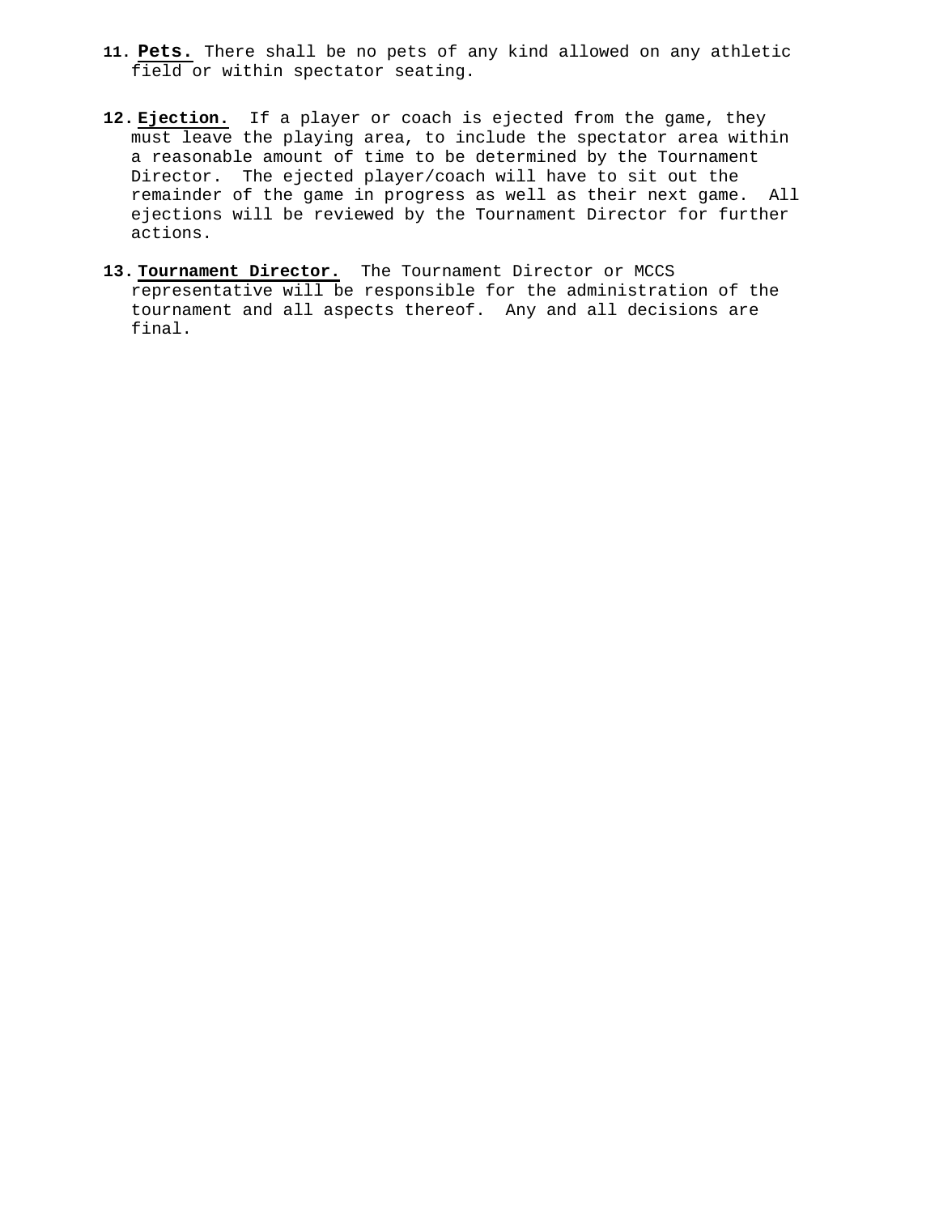11. **Pets.** There shall be no pets of any kind allowed on any athletic field or within spectator seating.

12. **Ejection.** If a player or coach is ejected from the game, they must leave the playing area, to include the spectator area within a reasonable amount of time to be determined by the Tournament Director. The ejected player/coach will have to sit out the remainder of the game in progress as well as their next game. All ejections will be reviewed by the Tournament Director for further actions.

13. **Tournament Director.** The Tournament Director or MCCS representative will be responsible for the administration of the tournament and all aspects thereof. Any and all decisions are final.